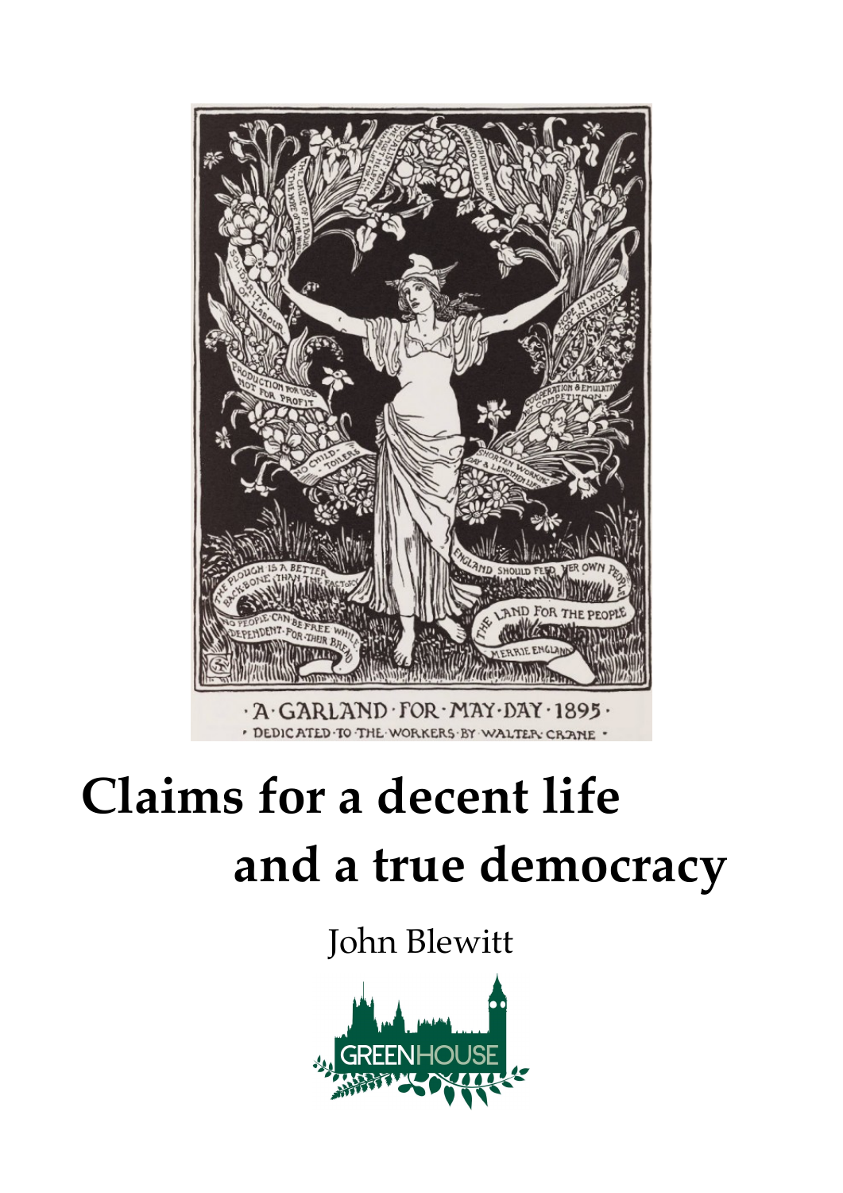· A · GARLAND · FOR · MAY · DAY · 1895 ·

· DEDICATED · TO · THE · WORKERS · BY · WALTER · CRANE ·

# Claims for a decent life and a true democracy

John Blewitt

GREENHOUSE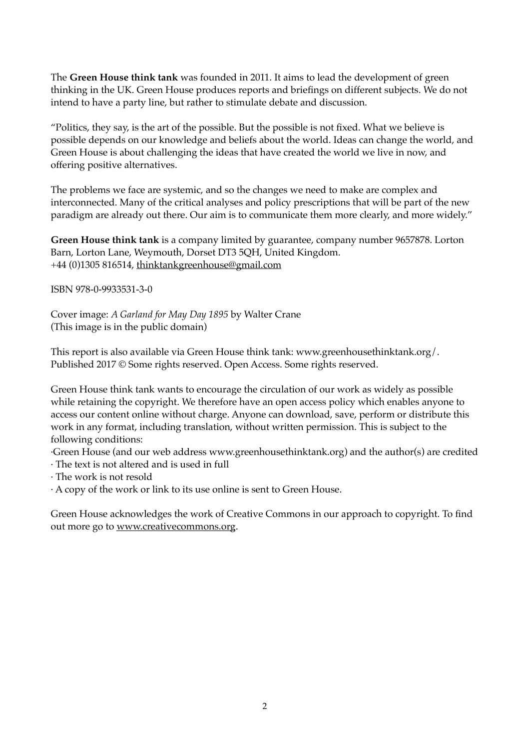The **Green House think tank** was founded in 2011. It aims to lead the development of green thinking in the UK. Green House produces reports and briefings on different subjects. We do not intend to have a party line, but rather to stimulate debate and discussion.

"Politics, they say, is the art of the possible. But the possible is not fixed. What we believe is possible depends on our knowledge and beliefs about the world. Ideas can change the world, and Green House is about challenging the ideas that have created the world we live in now, and offering positive alternatives.

The problems we face are systemic, and so the changes we need to make are complex and interconnected. Many of the critical analyses and policy prescriptions that will be part of the new paradigm are already out there. Our aim is to communicate them more clearly, and more widely."

**Green House think tank** is a company limited by guarantee, company number 9657878. Lorton Barn, Lorton Lane, Weymouth, Dorset DT3 5QH, United Kingdom.
+44 (0)1305 816514, thinktankgreenhouse@gmail.com

ISBN 978-0-9933531-3-0

Cover image: *A Garland for May Day 1895* by Walter Crane
(This image is in the public domain)

This report is also available via Green House think tank: www.greenhousethinktank.org/.
Published 2017 © Some rights reserved. Open Access. Some rights reserved.

Green House think tank wants to encourage the circulation of our work as widely as possible while retaining the copyright. We therefore have an open access policy which enables anyone to access our content online without charge. Anyone can download, save, perform or distribute this work in any format, including translation, without written permission. This is subject to the following conditions:

- Green House (and our web address www.greenhousethinktank.org) and the author(s) are credited
- The text is not altered and is used in full
- The work is not resold
- A copy of the work or link to its use online is sent to Green House.

Green House acknowledges the work of Creative Commons in our approach to copyright. To find out more go to www.creativecommons.org.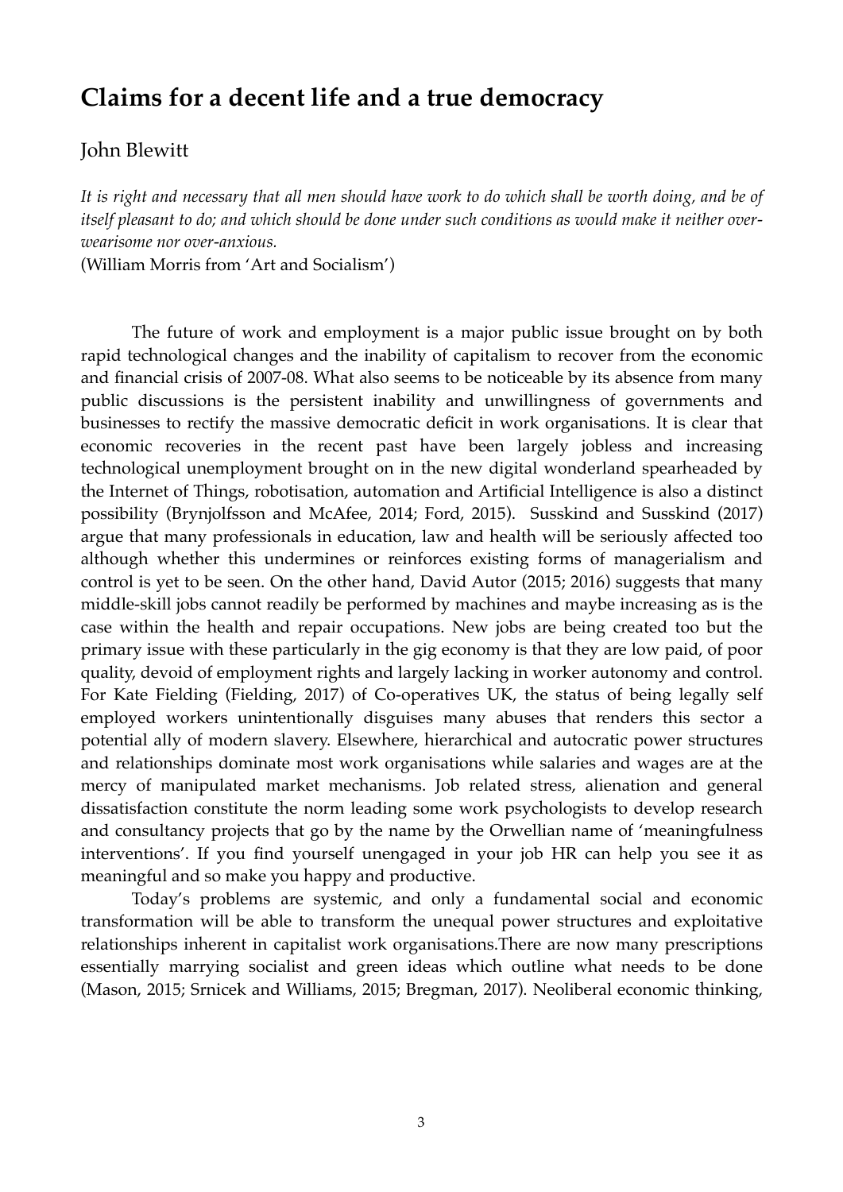## Claims for a decent life and a true democracy

John Blewitt

*It is right and necessary that all men should have work to do which shall be worth doing, and be of itself pleasant to do; and which should be done under such conditions as would make it neither over-wearisome nor over-anxious.*
(William Morris from 'Art and Socialism')

The future of work and employment is a major public issue brought on by both rapid technological changes and the inability of capitalism to recover from the economic and financial crisis of 2007-08. What also seems to be noticeable by its absence from many public discussions is the persistent inability and unwillingness of governments and businesses to rectify the massive democratic deficit in work organisations. It is clear that economic recoveries in the recent past have been largely jobless and increasing technological unemployment brought on in the new digital wonderland spearheaded by the Internet of Things, robotisation, automation and Artificial Intelligence is also a distinct possibility (Brynjolfsson and McAfee, 2014; Ford, 2015). Susskind and Susskind (2017) argue that many professionals in education, law and health will be seriously affected too although whether this undermines or reinforces existing forms of managerialism and control is yet to be seen. On the other hand, David Autor (2015; 2016) suggests that many middle-skill jobs cannot readily be performed by machines and maybe increasing as is the case within the health and repair occupations. New jobs are being created too but the primary issue with these particularly in the gig economy is that they are low paid, of poor quality, devoid of employment rights and largely lacking in worker autonomy and control. For Kate Fielding (Fielding, 2017) of Co-operatives UK, the status of being legally self employed workers unintentionally disguises many abuses that renders this sector a potential ally of modern slavery. Elsewhere, hierarchical and autocratic power structures and relationships dominate most work organisations while salaries and wages are at the mercy of manipulated market mechanisms. Job related stress, alienation and general dissatisfaction constitute the norm leading some work psychologists to develop research and consultancy projects that go by the name by the Orwellian name of 'meaningfulness interventions'. If you find yourself unengaged in your job HR can help you see it as meaningful and so make you happy and productive.

Today's problems are systemic, and only a fundamental social and economic transformation will be able to transform the unequal power structures and exploitative relationships inherent in capitalist work organisations.There are now many prescriptions essentially marrying socialist and green ideas which outline what needs to be done (Mason, 2015; Srnicek and Williams, 2015; Bregman, 2017). Neoliberal economic thinking,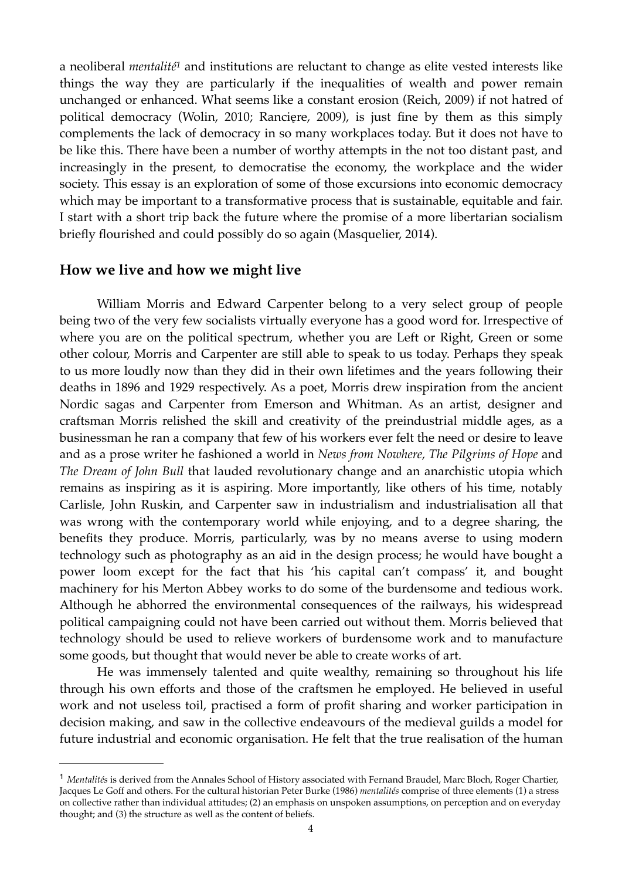a neoliberal *mentalité*[1] and institutions are reluctant to change as elite vested interests like things the way they are particularly if the inequalities of wealth and power remain unchanged or enhanced. What seems like a constant erosion (Reich, 2009) if not hatred of political democracy (Wolin, 2010; Rancięre, 2009), is just fine by them as this simply complements the lack of democracy in so many workplaces today. But it does not have to be like this. There have been a number of worthy attempts in the not too distant past, and increasingly in the present, to democratise the economy, the workplace and the wider society. This essay is an exploration of some of those excursions into economic democracy which may be important to a transformative process that is sustainable, equitable and fair. I start with a short trip back the future where the promise of a more libertarian socialism briefly flourished and could possibly do so again (Masquelier, 2014).

## How we live and how we might live

William Morris and Edward Carpenter belong to a very select group of people being two of the very few socialists virtually everyone has a good word for. Irrespective of where you are on the political spectrum, whether you are Left or Right, Green or some other colour, Morris and Carpenter are still able to speak to us today. Perhaps they speak to us more loudly now than they did in their own lifetimes and the years following their deaths in 1896 and 1929 respectively. As a poet, Morris drew inspiration from the ancient Nordic sagas and Carpenter from Emerson and Whitman. As an artist, designer and craftsman Morris relished the skill and creativity of the preindustrial middle ages, as a businessman he ran a company that few of his workers ever felt the need or desire to leave and as a prose writer he fashioned a world in *News from Nowhere*, *The Pilgrims of Hope* and *The Dream of John Bull* that lauded revolutionary change and an anarchistic utopia which remains as inspiring as it is aspiring. More importantly, like others of his time, notably Carlisle, John Ruskin, and Carpenter saw in industrialism and industrialisation all that was wrong with the contemporary world while enjoying, and to a degree sharing, the benefits they produce. Morris, particularly, was by no means averse to using modern technology such as photography as an aid in the design process; he would have bought a power loom except for the fact that his 'his capital can't compass' it, and bought machinery for his Merton Abbey works to do some of the burdensome and tedious work. Although he abhorred the environmental consequences of the railways, his widespread political campaigning could not have been carried out without them. Morris believed that technology should be used to relieve workers of burdensome work and to manufacture some goods, but thought that would never be able to create works of art.

He was immensely talented and quite wealthy, remaining so throughout his life through his own efforts and those of the craftsmen he employed. He believed in useful work and not useless toil, practised a form of profit sharing and worker participation in decision making, and saw in the collective endeavours of the medieval guilds a model for future industrial and economic organisation. He felt that the true realisation of the human

---

[1] *Mentalités* is derived from the Annales School of History associated with Fernand Braudel, Marc Bloch, Roger Chartier, Jacques Le Goff and others. For the cultural historian Peter Burke (1986) *mentalités* comprise of three elements (1) a stress on collective rather than individual attitudes; (2) an emphasis on unspoken assumptions, on perception and on everyday thought; and (3) the structure as well as the content of beliefs.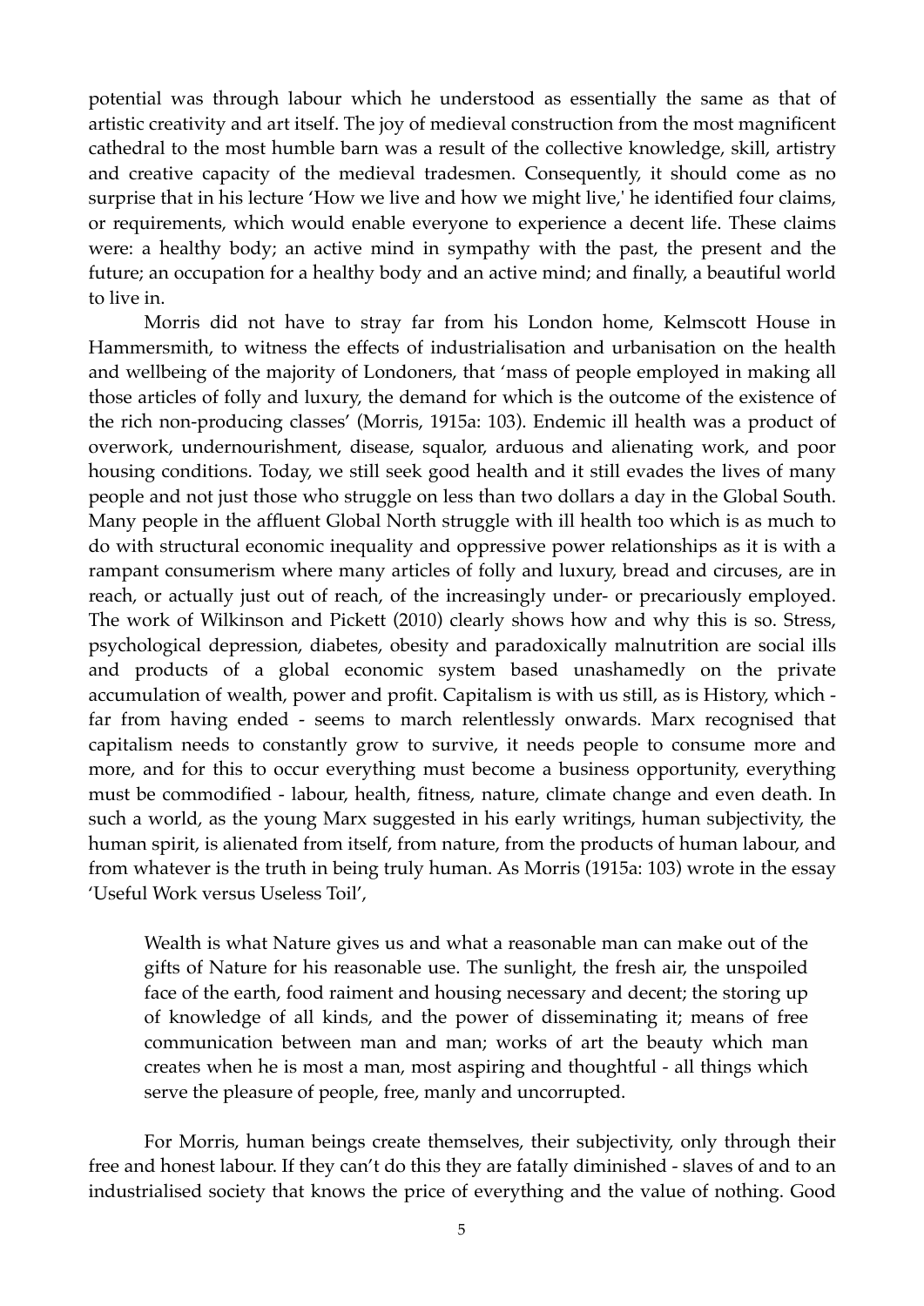potential was through labour which he understood as essentially the same as that of artistic creativity and art itself. The joy of medieval construction from the most magnificent cathedral to the most humble barn was a result of the collective knowledge, skill, artistry and creative capacity of the medieval tradesmen. Consequently, it should come as no surprise that in his lecture 'How we live and how we might live,' he identified four claims, or requirements, which would enable everyone to experience a decent life. These claims were: a healthy body; an active mind in sympathy with the past, the present and the future; an occupation for a healthy body and an active mind; and finally, a beautiful world to live in.

Morris did not have to stray far from his London home, Kelmscott House in Hammersmith, to witness the effects of industrialisation and urbanisation on the health and wellbeing of the majority of Londoners, that 'mass of people employed in making all those articles of folly and luxury, the demand for which is the outcome of the existence of the rich non-producing classes' (Morris, 1915a: 103). Endemic ill health was a product of overwork, undernourishment, disease, squalor, arduous and alienating work, and poor housing conditions. Today, we still seek good health and it still evades the lives of many people and not just those who struggle on less than two dollars a day in the Global South. Many people in the affluent Global North struggle with ill health too which is as much to do with structural economic inequality and oppressive power relationships as it is with a rampant consumerism where many articles of folly and luxury, bread and circuses, are in reach, or actually just out of reach, of the increasingly under- or precariously employed. The work of Wilkinson and Pickett (2010) clearly shows how and why this is so. Stress, psychological depression, diabetes, obesity and paradoxically malnutrition are social ills and products of a global economic system based unashamedly on the private accumulation of wealth, power and profit. Capitalism is with us still, as is History, which - far from having ended - seems to march relentlessly onwards. Marx recognised that capitalism needs to constantly grow to survive, it needs people to consume more and more, and for this to occur everything must become a business opportunity, everything must be commodified - labour, health, fitness, nature, climate change and even death. In such a world, as the young Marx suggested in his early writings, human subjectivity, the human spirit, is alienated from itself, from nature, from the products of human labour, and from whatever is the truth in being truly human. As Morris (1915a: 103) wrote in the essay 'Useful Work versus Useless Toil',

> Wealth is what Nature gives us and what a reasonable man can make out of the gifts of Nature for his reasonable use. The sunlight, the fresh air, the unspoiled face of the earth, food raiment and housing necessary and decent; the storing up of knowledge of all kinds, and the power of disseminating it; means of free communication between man and man; works of art the beauty which man creates when he is most a man, most aspiring and thoughtful - all things which serve the pleasure of people, free, manly and uncorrupted.

For Morris, human beings create themselves, their subjectivity, only through their free and honest labour. If they can't do this they are fatally diminished - slaves of and to an industrialised society that knows the price of everything and the value of nothing. Good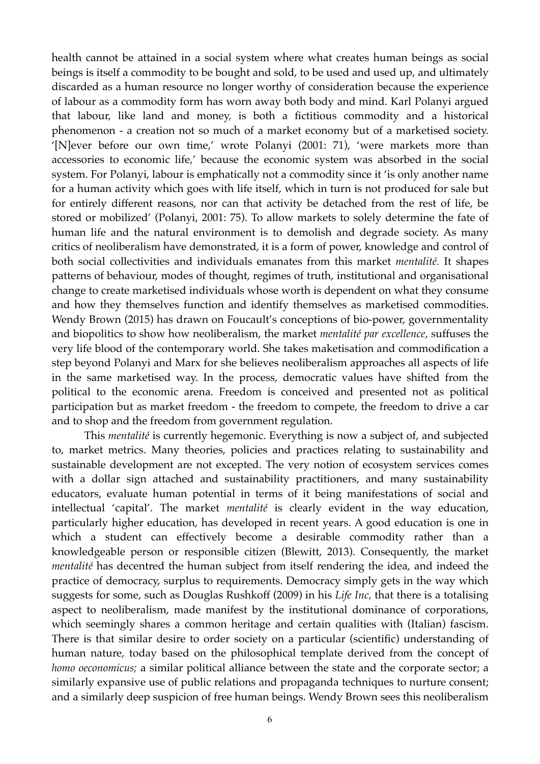health cannot be attained in a social system where what creates human beings as social beings is itself a commodity to be bought and sold, to be used and used up, and ultimately discarded as a human resource no longer worthy of consideration because the experience of labour as a commodity form has worn away both body and mind. Karl Polanyi argued that labour, like land and money, is both a fictitious commodity and a historical phenomenon - a creation not so much of a market economy but of a marketised society. '[N]ever before our own time,' wrote Polanyi (2001: 71), 'were markets more than accessories to economic life,' because the economic system was absorbed in the social system. For Polanyi, labour is emphatically not a commodity since it 'is only another name for a human activity which goes with life itself, which in turn is not produced for sale but for entirely different reasons, nor can that activity be detached from the rest of life, be stored or mobilized' (Polanyi, 2001: 75). To allow markets to solely determine the fate of human life and the natural environment is to demolish and degrade society. As many critics of neoliberalism have demonstrated, it is a form of power, knowledge and control of both social collectivities and individuals emanates from this market *mentalité.* It shapes patterns of behaviour, modes of thought, regimes of truth, institutional and organisational change to create marketised individuals whose worth is dependent on what they consume and how they themselves function and identify themselves as marketised commodities. Wendy Brown (2015) has drawn on Foucault's conceptions of bio-power, governmentality and biopolitics to show how neoliberalism, the market *mentalité par excellence*, suffuses the very life blood of the contemporary world. She takes maketisation and commodification a step beyond Polanyi and Marx for she believes neoliberalism approaches all aspects of life in the same marketised way. In the process, democratic values have shifted from the political to the economic arena. Freedom is conceived and presented not as political participation but as market freedom - the freedom to compete, the freedom to drive a car and to shop and the freedom from government regulation.

This *mentalité* is currently hegemonic. Everything is now a subject of, and subjected to, market metrics. Many theories, policies and practices relating to sustainability and sustainable development are not excepted. The very notion of ecosystem services comes with a dollar sign attached and sustainability practitioners, and many sustainability educators, evaluate human potential in terms of it being manifestations of social and intellectual 'capital'. The market *mentalité* is clearly evident in the way education, particularly higher education, has developed in recent years. A good education is one in which a student can effectively become a desirable commodity rather than a knowledgeable person or responsible citizen (Blewitt, 2013). Consequently, the market *mentalité* has decentred the human subject from itself rendering the idea, and indeed the practice of democracy, surplus to requirements. Democracy simply gets in the way which suggests for some, such as Douglas Rushkoff (2009) in his *Life Inc,* that there is a totalising aspect to neoliberalism, made manifest by the institutional dominance of corporations, which seemingly shares a common heritage and certain qualities with (Italian) fascism. There is that similar desire to order society on a particular (scientific) understanding of human nature, today based on the philosophical template derived from the concept of *homo oeconomicus;* a similar political alliance between the state and the corporate sector; a similarly expansive use of public relations and propaganda techniques to nurture consent; and a similarly deep suspicion of free human beings. Wendy Brown sees this neoliberalism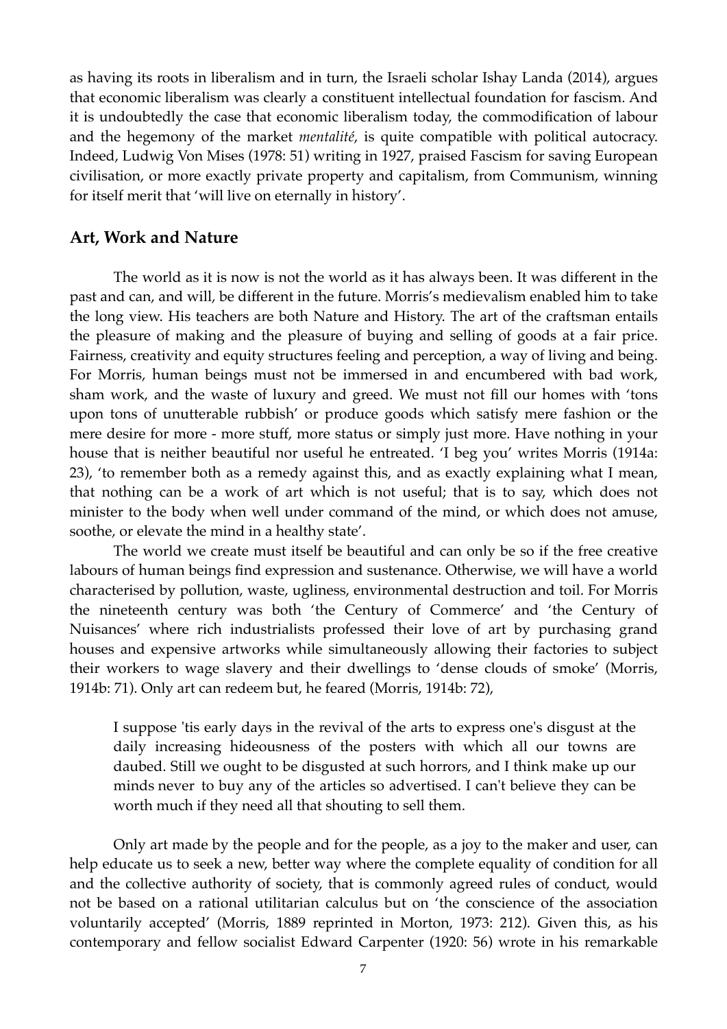as having its roots in liberalism and in turn, the Israeli scholar Ishay Landa (2014), argues that economic liberalism was clearly a constituent intellectual foundation for fascism. And it is undoubtedly the case that economic liberalism today, the commodification of labour and the hegemony of the market *mentalité*, is quite compatible with political autocracy. Indeed, Ludwig Von Mises (1978: 51) writing in 1927, praised Fascism for saving European civilisation, or more exactly private property and capitalism, from Communism, winning for itself merit that 'will live on eternally in history'.

## Art, Work and Nature

The world as it is now is not the world as it has always been. It was different in the past and can, and will, be different in the future. Morris's medievalism enabled him to take the long view. His teachers are both Nature and History. The art of the craftsman entails the pleasure of making and the pleasure of buying and selling of goods at a fair price. Fairness, creativity and equity structures feeling and perception, a way of living and being. For Morris, human beings must not be immersed in and encumbered with bad work, sham work, and the waste of luxury and greed. We must not fill our homes with 'tons upon tons of unutterable rubbish' or produce goods which satisfy mere fashion or the mere desire for more - more stuff, more status or simply just more. Have nothing in your house that is neither beautiful nor useful he entreated. 'I beg you' writes Morris (1914a: 23), 'to remember both as a remedy against this, and as exactly explaining what I mean, that nothing can be a work of art which is not useful; that is to say, which does not minister to the body when well under command of the mind, or which does not amuse, soothe, or elevate the mind in a healthy state'.

The world we create must itself be beautiful and can only be so if the free creative labours of human beings find expression and sustenance. Otherwise, we will have a world characterised by pollution, waste, ugliness, environmental destruction and toil. For Morris the nineteenth century was both 'the Century of Commerce' and 'the Century of Nuisances' where rich industrialists professed their love of art by purchasing grand houses and expensive artworks while simultaneously allowing their factories to subject their workers to wage slavery and their dwellings to 'dense clouds of smoke' (Morris, 1914b: 71). Only art can redeem but, he feared (Morris, 1914b: 72),

> I suppose 'tis early days in the revival of the arts to express one's disgust at the daily increasing hideousness of the posters with which all our towns are daubed. Still we ought to be disgusted at such horrors, and I think make up our minds never to buy any of the articles so advertised. I can't believe they can be worth much if they need all that shouting to sell them.

Only art made by the people and for the people, as a joy to the maker and user, can help educate us to seek a new, better way where the complete equality of condition for all and the collective authority of society, that is commonly agreed rules of conduct, would not be based on a rational utilitarian calculus but on 'the conscience of the association voluntarily accepted' (Morris, 1889 reprinted in Morton, 1973: 212). Given this, as his contemporary and fellow socialist Edward Carpenter (1920: 56) wrote in his remarkable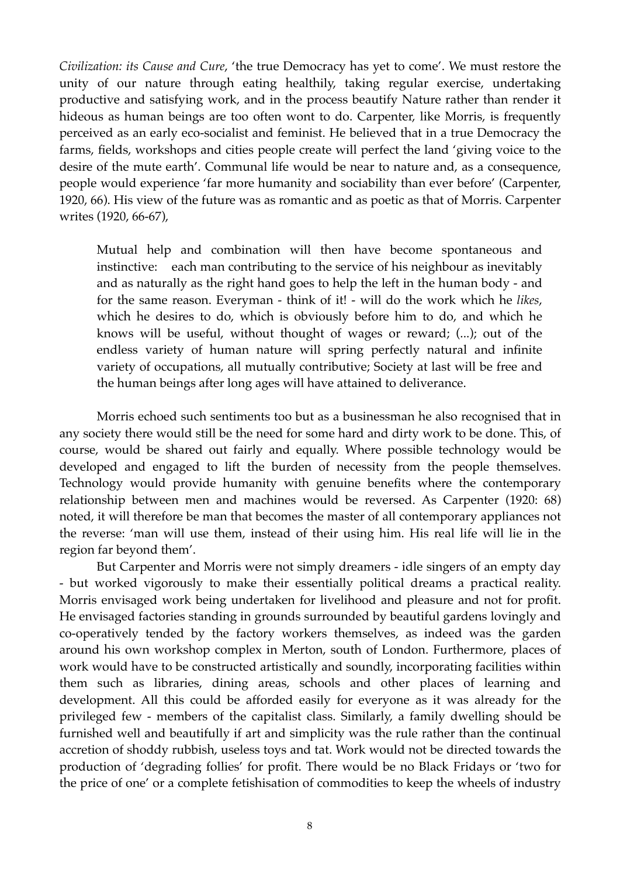*Civilization: its Cause and Cure*, 'the true Democracy has yet to come'. We must restore the unity of our nature through eating healthily, taking regular exercise, undertaking productive and satisfying work, and in the process beautify Nature rather than render it hideous as human beings are too often wont to do. Carpenter, like Morris, is frequently perceived as an early eco-socialist and feminist. He believed that in a true Democracy the farms, fields, workshops and cities people create will perfect the land 'giving voice to the desire of the mute earth'. Communal life would be near to nature and, as a consequence, people would experience 'far more humanity and sociability than ever before' (Carpenter, 1920, 66). His view of the future was as romantic and as poetic as that of Morris. Carpenter writes (1920, 66-67),

> Mutual help and combination will then have become spontaneous and instinctive: each man contributing to the service of his neighbour as inevitably and as naturally as the right hand goes to help the left in the human body - and for the same reason. Everyman - think of it! - will do the work which he *likes*, which he desires to do, which is obviously before him to do, and which he knows will be useful, without thought of wages or reward; (...); out of the endless variety of human nature will spring perfectly natural and infinite variety of occupations, all mutually contributive; Society at last will be free and the human beings after long ages will have attained to deliverance.

Morris echoed such sentiments too but as a businessman he also recognised that in any society there would still be the need for some hard and dirty work to be done. This, of course, would be shared out fairly and equally. Where possible technology would be developed and engaged to lift the burden of necessity from the people themselves. Technology would provide humanity with genuine benefits where the contemporary relationship between men and machines would be reversed. As Carpenter (1920: 68) noted, it will therefore be man that becomes the master of all contemporary appliances not the reverse: 'man will use them, instead of their using him. His real life will lie in the region far beyond them'.

But Carpenter and Morris were not simply dreamers - idle singers of an empty day - but worked vigorously to make their essentially political dreams a practical reality. Morris envisaged work being undertaken for livelihood and pleasure and not for profit. He envisaged factories standing in grounds surrounded by beautiful gardens lovingly and co-operatively tended by the factory workers themselves, as indeed was the garden around his own workshop complex in Merton, south of London. Furthermore, places of work would have to be constructed artistically and soundly, incorporating facilities within them such as libraries, dining areas, schools and other places of learning and development. All this could be afforded easily for everyone as it was already for the privileged few - members of the capitalist class. Similarly, a family dwelling should be furnished well and beautifully if art and simplicity was the rule rather than the continual accretion of shoddy rubbish, useless toys and tat. Work would not be directed towards the production of 'degrading follies' for profit. There would be no Black Fridays or 'two for the price of one' or a complete fetishisation of commodities to keep the wheels of industry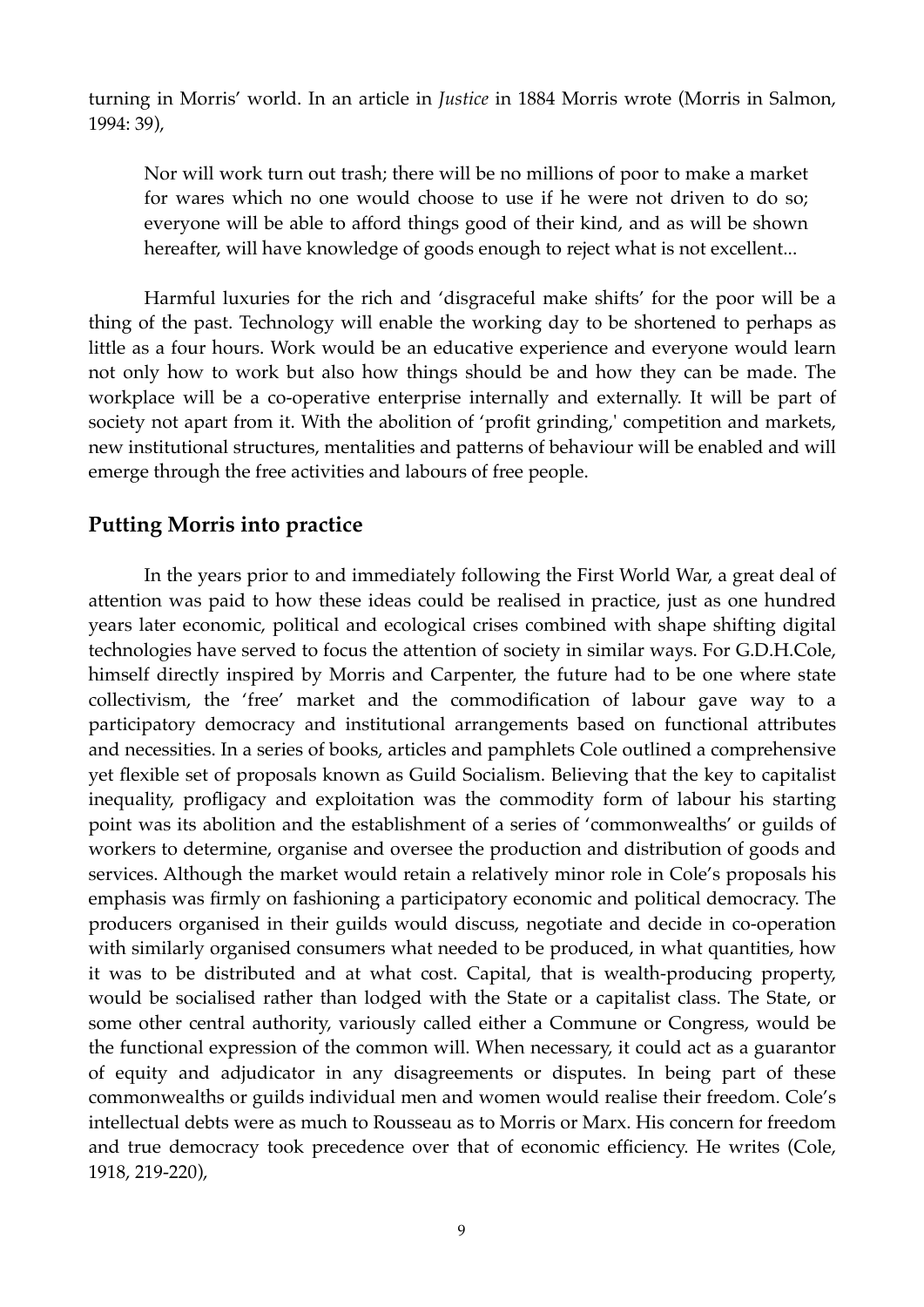turning in Morris' world. In an article in *Justice* in 1884 Morris wrote (Morris in Salmon, 1994: 39),

> Nor will work turn out trash; there will be no millions of poor to make a market for wares which no one would choose to use if he were not driven to do so; everyone will be able to afford things good of their kind, and as will be shown hereafter, will have knowledge of goods enough to reject what is not excellent...

Harmful luxuries for the rich and 'disgraceful make shifts' for the poor will be a thing of the past. Technology will enable the working day to be shortened to perhaps as little as a four hours. Work would be an educative experience and everyone would learn not only how to work but also how things should be and how they can be made. The workplace will be a co-operative enterprise internally and externally. It will be part of society not apart from it. With the abolition of 'profit grinding,' competition and markets, new institutional structures, mentalities and patterns of behaviour will be enabled and will emerge through the free activities and labours of free people.

## Putting Morris into practice

In the years prior to and immediately following the First World War, a great deal of attention was paid to how these ideas could be realised in practice, just as one hundred years later economic, political and ecological crises combined with shape shifting digital technologies have served to focus the attention of society in similar ways. For G.D.H.Cole, himself directly inspired by Morris and Carpenter, the future had to be one where state collectivism, the 'free' market and the commodification of labour gave way to a participatory democracy and institutional arrangements based on functional attributes and necessities. In a series of books, articles and pamphlets Cole outlined a comprehensive yet flexible set of proposals known as Guild Socialism. Believing that the key to capitalist inequality, profligacy and exploitation was the commodity form of labour his starting point was its abolition and the establishment of a series of 'commonwealths' or guilds of workers to determine, organise and oversee the production and distribution of goods and services. Although the market would retain a relatively minor role in Cole's proposals his emphasis was firmly on fashioning a participatory economic and political democracy. The producers organised in their guilds would discuss, negotiate and decide in co-operation with similarly organised consumers what needed to be produced, in what quantities, how it was to be distributed and at what cost. Capital, that is wealth-producing property, would be socialised rather than lodged with the State or a capitalist class. The State, or some other central authority, variously called either a Commune or Congress, would be the functional expression of the common will. When necessary, it could act as a guarantor of equity and adjudicator in any disagreements or disputes. In being part of these commonwealths or guilds individual men and women would realise their freedom. Cole's intellectual debts were as much to Rousseau as to Morris or Marx. His concern for freedom and true democracy took precedence over that of economic efficiency. He writes (Cole, 1918, 219-220),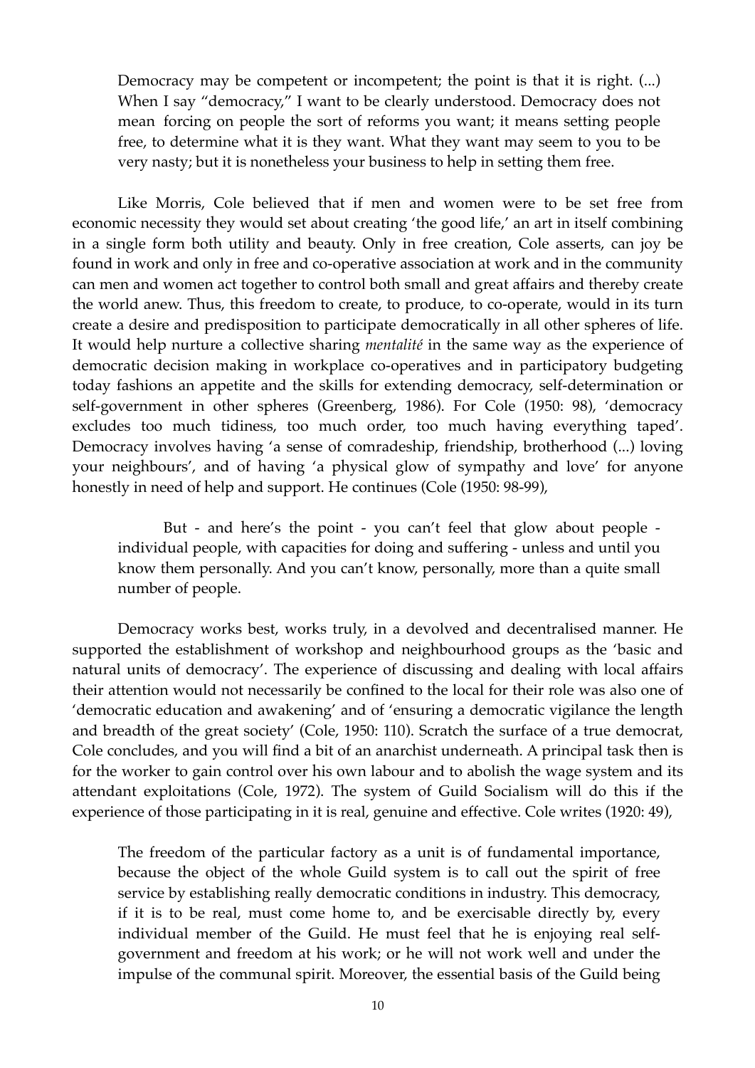> Democracy may be competent or incompetent; the point is that it is right. (...) When I say "democracy," I want to be clearly understood. Democracy does not mean forcing on people the sort of reforms you want; it means setting people free, to determine what it is they want. What they want may seem to you to be very nasty; but it is nonetheless your business to help in setting them free.

Like Morris, Cole believed that if men and women were to be set free from economic necessity they would set about creating 'the good life,' an art in itself combining in a single form both utility and beauty. Only in free creation, Cole asserts, can joy be found in work and only in free and co-operative association at work and in the community can men and women act together to control both small and great affairs and thereby create the world anew. Thus, this freedom to create, to produce, to co-operate, would in its turn create a desire and predisposition to participate democratically in all other spheres of life. It would help nurture a collective sharing *mentalité* in the same way as the experience of democratic decision making in workplace co-operatives and in participatory budgeting today fashions an appetite and the skills for extending democracy, self-determination or self-government in other spheres (Greenberg, 1986). For Cole (1950: 98), 'democracy excludes too much tidiness, too much order, too much having everything taped'. Democracy involves having 'a sense of comradeship, friendship, brotherhood (...) loving your neighbours', and of having 'a physical glow of sympathy and love' for anyone honestly in need of help and support. He continues (Cole (1950: 98-99),

> But - and here's the point - you can't feel that glow about people - individual people, with capacities for doing and suffering - unless and until you know them personally. And you can't know, personally, more than a quite small number of people.

Democracy works best, works truly, in a devolved and decentralised manner. He supported the establishment of workshop and neighbourhood groups as the 'basic and natural units of democracy'. The experience of discussing and dealing with local affairs their attention would not necessarily be confined to the local for their role was also one of 'democratic education and awakening' and of 'ensuring a democratic vigilance the length and breadth of the great society' (Cole, 1950: 110). Scratch the surface of a true democrat, Cole concludes, and you will find a bit of an anarchist underneath. A principal task then is for the worker to gain control over his own labour and to abolish the wage system and its attendant exploitations (Cole, 1972). The system of Guild Socialism will do this if the experience of those participating in it is real, genuine and effective. Cole writes (1920: 49),

> The freedom of the particular factory as a unit is of fundamental importance, because the object of the whole Guild system is to call out the spirit of free service by establishing really democratic conditions in industry. This democracy, if it is to be real, must come home to, and be exercisable directly by, every individual member of the Guild. He must feel that he is enjoying real self-government and freedom at his work; or he will not work well and under the impulse of the communal spirit. Moreover, the essential basis of the Guild being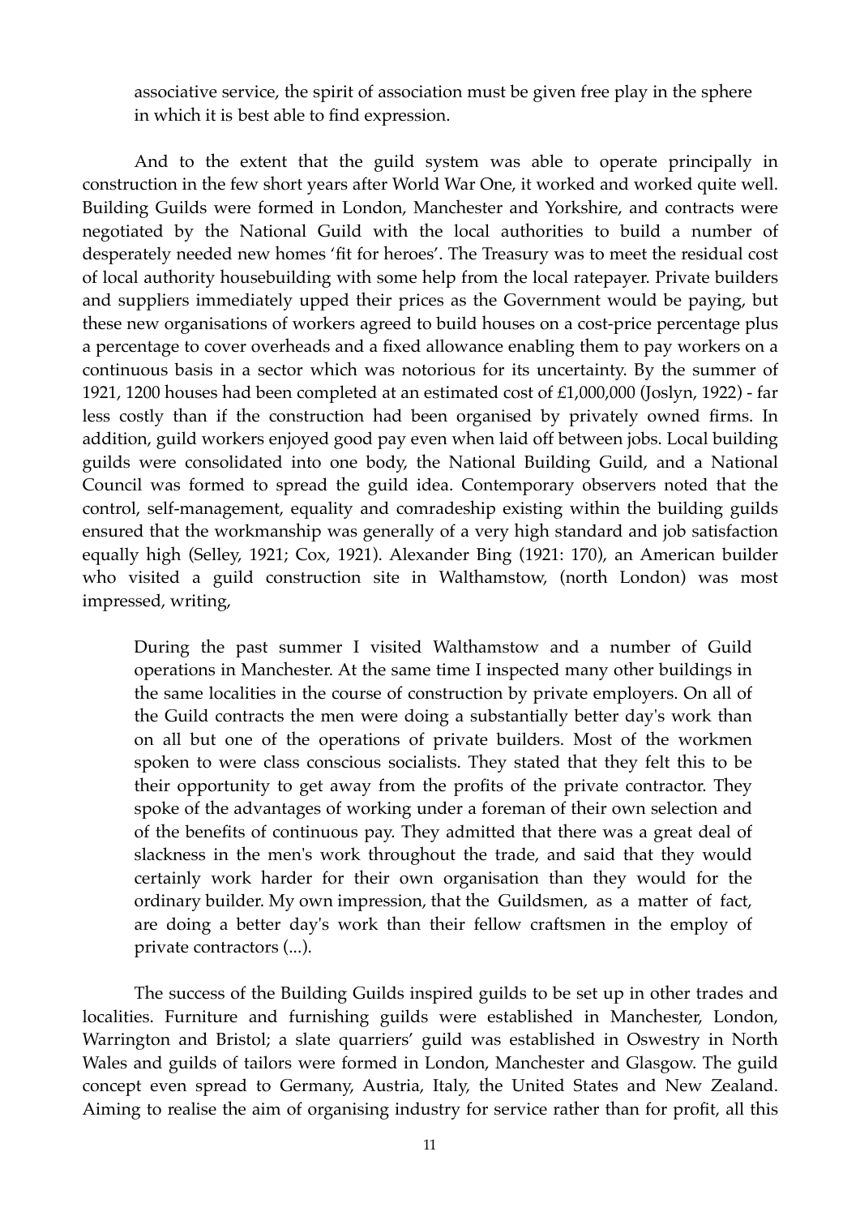> associative service, the spirit of association must be given free play in the sphere in which it is best able to find expression.

And to the extent that the guild system was able to operate principally in construction in the few short years after World War One, it worked and worked quite well. Building Guilds were formed in London, Manchester and Yorkshire, and contracts were negotiated by the National Guild with the local authorities to build a number of desperately needed new homes 'fit for heroes'. The Treasury was to meet the residual cost of local authority housebuilding with some help from the local ratepayer. Private builders and suppliers immediately upped their prices as the Government would be paying, but these new organisations of workers agreed to build houses on a cost-price percentage plus a percentage to cover overheads and a fixed allowance enabling them to pay workers on a continuous basis in a sector which was notorious for its uncertainty. By the summer of 1921, 1200 houses had been completed at an estimated cost of £1,000,000 (Joslyn, 1922) - far less costly than if the construction had been organised by privately owned firms. In addition, guild workers enjoyed good pay even when laid off between jobs. Local building guilds were consolidated into one body, the National Building Guild, and a National Council was formed to spread the guild idea. Contemporary observers noted that the control, self-management, equality and comradeship existing within the building guilds ensured that the workmanship was generally of a very high standard and job satisfaction equally high (Selley, 1921; Cox, 1921). Alexander Bing (1921: 170), an American builder who visited a guild construction site in Walthamstow, (north London) was most impressed, writing,

> During the past summer I visited Walthamstow and a number of Guild operations in Manchester. At the same time I inspected many other buildings in the same localities in the course of construction by private employers. On all of the Guild contracts the men were doing a substantially better day's work than on all but one of the operations of private builders. Most of the workmen spoken to were class conscious socialists. They stated that they felt this to be their opportunity to get away from the profits of the private contractor. They spoke of the advantages of working under a foreman of their own selection and of the benefits of continuous pay. They admitted that there was a great deal of slackness in the men's work throughout the trade, and said that they would certainly work harder for their own organisation than they would for the ordinary builder. My own impression, that the Guildsmen, as a matter of fact, are doing a better day's work than their fellow craftsmen in the employ of private contractors (...).

The success of the Building Guilds inspired guilds to be set up in other trades and localities. Furniture and furnishing guilds were established in Manchester, London, Warrington and Bristol; a slate quarriers' guild was established in Oswestry in North Wales and guilds of tailors were formed in London, Manchester and Glasgow. The guild concept even spread to Germany, Austria, Italy, the United States and New Zealand. Aiming to realise the aim of organising industry for service rather than for profit, all this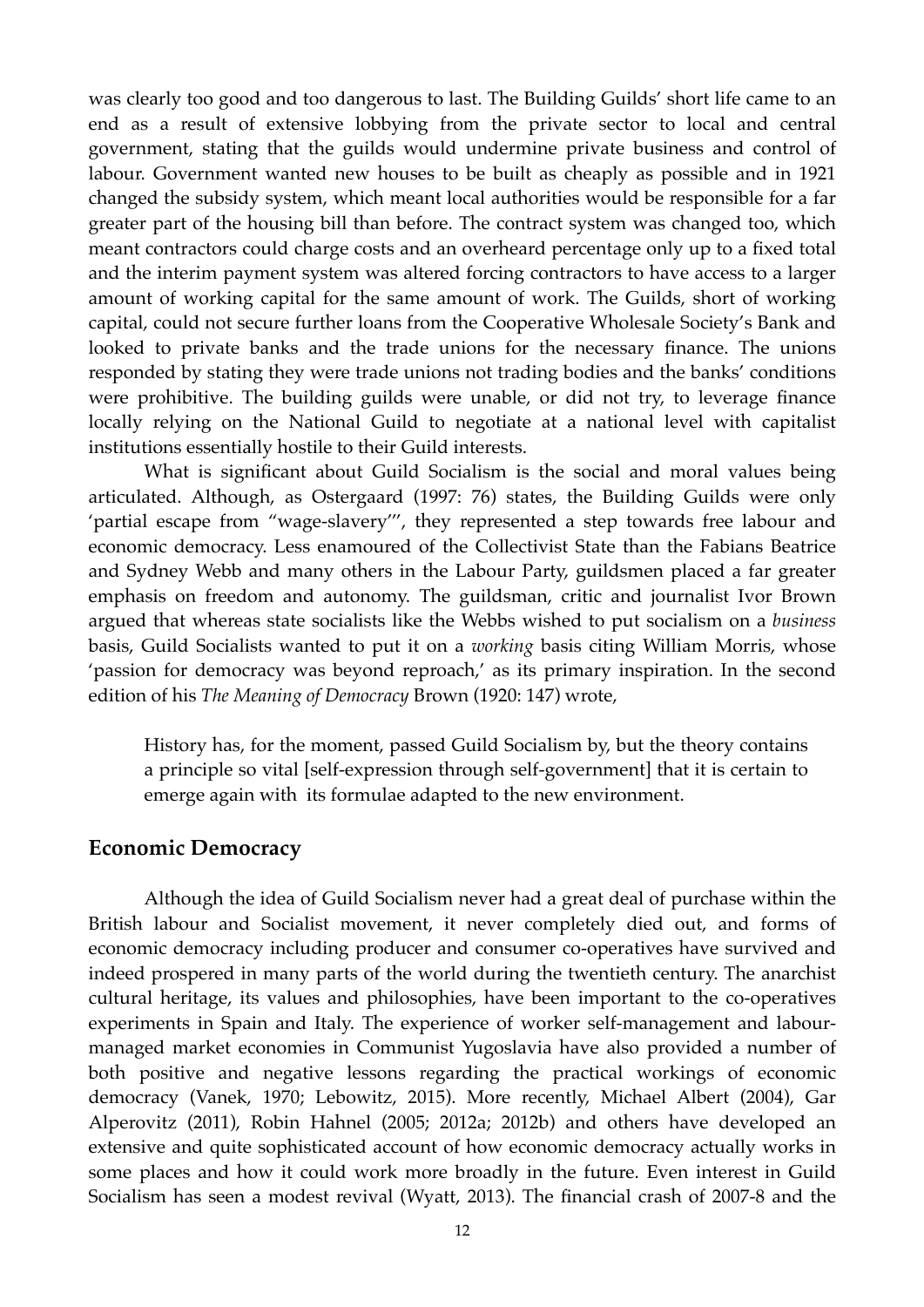was clearly too good and too dangerous to last. The Building Guilds' short life came to an end as a result of extensive lobbying from the private sector to local and central government, stating that the guilds would undermine private business and control of labour. Government wanted new houses to be built as cheaply as possible and in 1921 changed the subsidy system, which meant local authorities would be responsible for a far greater part of the housing bill than before. The contract system was changed too, which meant contractors could charge costs and an overheard percentage only up to a fixed total and the interim payment system was altered forcing contractors to have access to a larger amount of working capital for the same amount of work. The Guilds, short of working capital, could not secure further loans from the Cooperative Wholesale Society's Bank and looked to private banks and the trade unions for the necessary finance. The unions responded by stating they were trade unions not trading bodies and the banks' conditions were prohibitive. The building guilds were unable, or did not try, to leverage finance locally relying on the National Guild to negotiate at a national level with capitalist institutions essentially hostile to their Guild interests.

What is significant about Guild Socialism is the social and moral values being articulated. Although, as Ostergaard (1997: 76) states, the Building Guilds were only 'partial escape from "wage-slavery"', they represented a step towards free labour and economic democracy. Less enamoured of the Collectivist State than the Fabians Beatrice and Sydney Webb and many others in the Labour Party, guildsmen placed a far greater emphasis on freedom and autonomy. The guildsman, critic and journalist Ivor Brown argued that whereas state socialists like the Webbs wished to put socialism on a *business* basis, Guild Socialists wanted to put it on a *working* basis citing William Morris, whose 'passion for democracy was beyond reproach,' as its primary inspiration. In the second edition of his *The Meaning of Democracy* Brown (1920: 147) wrote,

> History has, for the moment, passed Guild Socialism by, but the theory contains a principle so vital [self-expression through self-government] that it is certain to emerge again with its formulae adapted to the new environment.

## Economic Democracy

Although the idea of Guild Socialism never had a great deal of purchase within the British labour and Socialist movement, it never completely died out, and forms of economic democracy including producer and consumer co-operatives have survived and indeed prospered in many parts of the world during the twentieth century. The anarchist cultural heritage, its values and philosophies, have been important to the co-operatives experiments in Spain and Italy. The experience of worker self-management and labour-managed market economies in Communist Yugoslavia have also provided a number of both positive and negative lessons regarding the practical workings of economic democracy (Vanek, 1970; Lebowitz, 2015). More recently, Michael Albert (2004), Gar Alperovitz (2011), Robin Hahnel (2005; 2012a; 2012b) and others have developed an extensive and quite sophisticated account of how economic democracy actually works in some places and how it could work more broadly in the future. Even interest in Guild Socialism has seen a modest revival (Wyatt, 2013). The financial crash of 2007-8 and the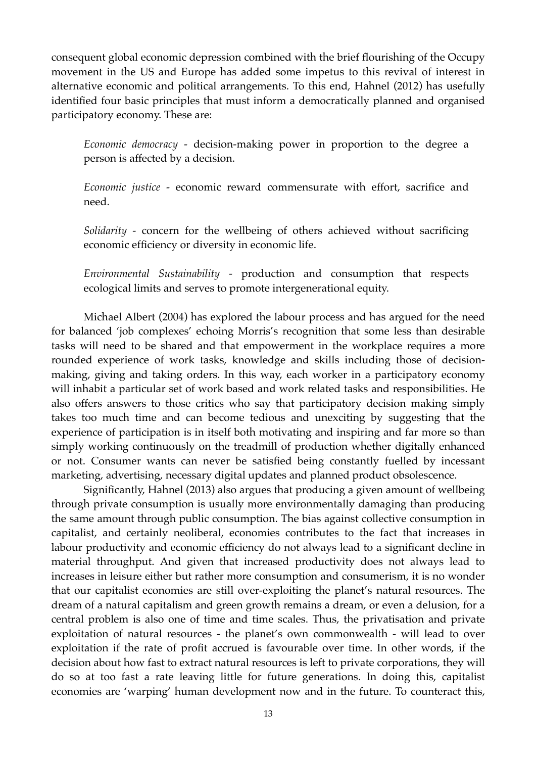consequent global economic depression combined with the brief flourishing of the Occupy movement in the US and Europe has added some impetus to this revival of interest in alternative economic and political arrangements. To this end, Hahnel (2012) has usefully identified four basic principles that must inform a democratically planned and organised participatory economy. These are:

> *Economic democracy* - decision-making power in proportion to the degree a person is affected by a decision.
>
> *Economic justice* - economic reward commensurate with effort, sacrifice and need.
>
> *Solidarity* - concern for the wellbeing of others achieved without sacrificing economic efficiency or diversity in economic life.
>
> *Environmental Sustainability* - production and consumption that respects ecological limits and serves to promote intergenerational equity.

Michael Albert (2004) has explored the labour process and has argued for the need for balanced 'job complexes' echoing Morris's recognition that some less than desirable tasks will need to be shared and that empowerment in the workplace requires a more rounded experience of work tasks, knowledge and skills including those of decision-making, giving and taking orders. In this way, each worker in a participatory economy will inhabit a particular set of work based and work related tasks and responsibilities. He also offers answers to those critics who say that participatory decision making simply takes too much time and can become tedious and unexciting by suggesting that the experience of participation is in itself both motivating and inspiring and far more so than simply working continuously on the treadmill of production whether digitally enhanced or not. Consumer wants can never be satisfied being constantly fuelled by incessant marketing, advertising, necessary digital updates and planned product obsolescence.

Significantly, Hahnel (2013) also argues that producing a given amount of wellbeing through private consumption is usually more environmentally damaging than producing the same amount through public consumption. The bias against collective consumption in capitalist, and certainly neoliberal, economies contributes to the fact that increases in labour productivity and economic efficiency do not always lead to a significant decline in material throughput. And given that increased productivity does not always lead to increases in leisure either but rather more consumption and consumerism, it is no wonder that our capitalist economies are still over-exploiting the planet's natural resources. The dream of a natural capitalism and green growth remains a dream, or even a delusion, for a central problem is also one of time and time scales. Thus, the privatisation and private exploitation of natural resources - the planet's own commonwealth - will lead to over exploitation if the rate of profit accrued is favourable over time. In other words, if the decision about how fast to extract natural resources is left to private corporations, they will do so at too fast a rate leaving little for future generations. In doing this, capitalist economies are 'warping' human development now and in the future. To counteract this,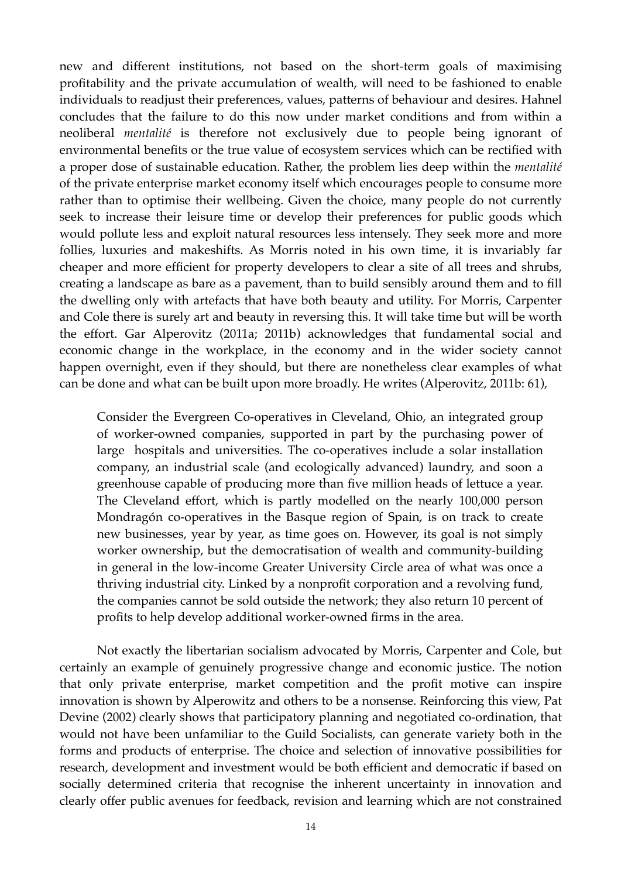new and different institutions, not based on the short-term goals of maximising profitability and the private accumulation of wealth, will need to be fashioned to enable individuals to readjust their preferences, values, patterns of behaviour and desires. Hahnel concludes that the failure to do this now under market conditions and from within a neoliberal *mentalité* is therefore not exclusively due to people being ignorant of environmental benefits or the true value of ecosystem services which can be rectified with a proper dose of sustainable education. Rather, the problem lies deep within the *mentalité* of the private enterprise market economy itself which encourages people to consume more rather than to optimise their wellbeing. Given the choice, many people do not currently seek to increase their leisure time or develop their preferences for public goods which would pollute less and exploit natural resources less intensely. They seek more and more follies, luxuries and makeshifts. As Morris noted in his own time, it is invariably far cheaper and more efficient for property developers to clear a site of all trees and shrubs, creating a landscape as bare as a pavement, than to build sensibly around them and to fill the dwelling only with artefacts that have both beauty and utility. For Morris, Carpenter and Cole there is surely art and beauty in reversing this. It will take time but will be worth the effort. Gar Alperovitz (2011a; 2011b) acknowledges that fundamental social and economic change in the workplace, in the economy and in the wider society cannot happen overnight, even if they should, but there are nonetheless clear examples of what can be done and what can be built upon more broadly. He writes (Alperovitz, 2011b: 61),

> Consider the Evergreen Co-operatives in Cleveland, Ohio, an integrated group of worker-owned companies, supported in part by the purchasing power of large hospitals and universities. The co-operatives include a solar installation company, an industrial scale (and ecologically advanced) laundry, and soon a greenhouse capable of producing more than five million heads of lettuce a year. The Cleveland effort, which is partly modelled on the nearly 100,000 person Mondragón co-operatives in the Basque region of Spain, is on track to create new businesses, year by year, as time goes on. However, its goal is not simply worker ownership, but the democratisation of wealth and community-building in general in the low-income Greater University Circle area of what was once a thriving industrial city. Linked by a nonprofit corporation and a revolving fund, the companies cannot be sold outside the network; they also return 10 percent of profits to help develop additional worker-owned firms in the area.

Not exactly the libertarian socialism advocated by Morris, Carpenter and Cole, but certainly an example of genuinely progressive change and economic justice. The notion that only private enterprise, market competition and the profit motive can inspire innovation is shown by Alperowitz and others to be a nonsense. Reinforcing this view, Pat Devine (2002) clearly shows that participatory planning and negotiated co-ordination, that would not have been unfamiliar to the Guild Socialists, can generate variety both in the forms and products of enterprise. The choice and selection of innovative possibilities for research, development and investment would be both efficient and democratic if based on socially determined criteria that recognise the inherent uncertainty in innovation and clearly offer public avenues for feedback, revision and learning which are not constrained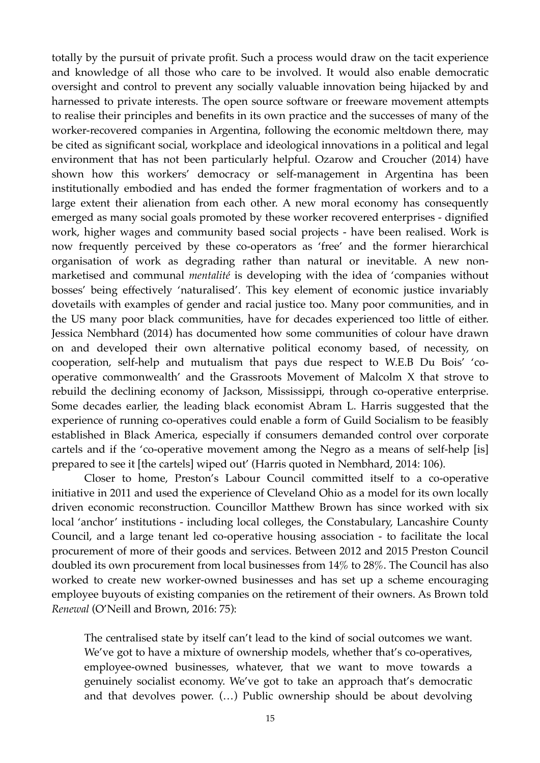totally by the pursuit of private profit. Such a process would draw on the tacit experience and knowledge of all those who care to be involved. It would also enable democratic oversight and control to prevent any socially valuable innovation being hijacked by and harnessed to private interests. The open source software or freeware movement attempts to realise their principles and benefits in its own practice and the successes of many of the worker-recovered companies in Argentina, following the economic meltdown there, may be cited as significant social, workplace and ideological innovations in a political and legal environment that has not been particularly helpful. Ozarow and Croucher (2014) have shown how this workers' democracy or self-management in Argentina has been institutionally embodied and has ended the former fragmentation of workers and to a large extent their alienation from each other. A new moral economy has consequently emerged as many social goals promoted by these worker recovered enterprises - dignified work, higher wages and community based social projects - have been realised. Work is now frequently perceived by these co-operators as 'free' and the former hierarchical organisation of work as degrading rather than natural or inevitable. A new non-marketised and communal *mentalité* is developing with the idea of 'companies without bosses' being effectively 'naturalised'. This key element of economic justice invariably dovetails with examples of gender and racial justice too. Many poor communities, and in the US many poor black communities, have for decades experienced too little of either. Jessica Nembhard (2014) has documented how some communities of colour have drawn on and developed their own alternative political economy based, of necessity, on cooperation, self-help and mutualism that pays due respect to W.E.B Du Bois' 'co-operative commonwealth' and the Grassroots Movement of Malcolm X that strove to rebuild the declining economy of Jackson, Mississippi, through co-operative enterprise. Some decades earlier, the leading black economist Abram L. Harris suggested that the experience of running co-operatives could enable a form of Guild Socialism to be feasibly established in Black America, especially if consumers demanded control over corporate cartels and if the 'co-operative movement among the Negro as a means of self-help [is] prepared to see it [the cartels] wiped out' (Harris quoted in Nembhard, 2014: 106).

Closer to home, Preston's Labour Council committed itself to a co-operative initiative in 2011 and used the experience of Cleveland Ohio as a model for its own locally driven economic reconstruction. Councillor Matthew Brown has since worked with six local 'anchor' institutions - including local colleges, the Constabulary, Lancashire County Council, and a large tenant led co-operative housing association - to facilitate the local procurement of more of their goods and services. Between 2012 and 2015 Preston Council doubled its own procurement from local businesses from 14% to 28%. The Council has also worked to create new worker-owned businesses and has set up a scheme encouraging employee buyouts of existing companies on the retirement of their owners. As Brown told *Renewal* (O'Neill and Brown, 2016: 75):

> The centralised state by itself can't lead to the kind of social outcomes we want. We've got to have a mixture of ownership models, whether that's co-operatives, employee-owned businesses, whatever, that we want to move towards a genuinely socialist economy. We've got to take an approach that's democratic and that devolves power. (…) Public ownership should be about devolving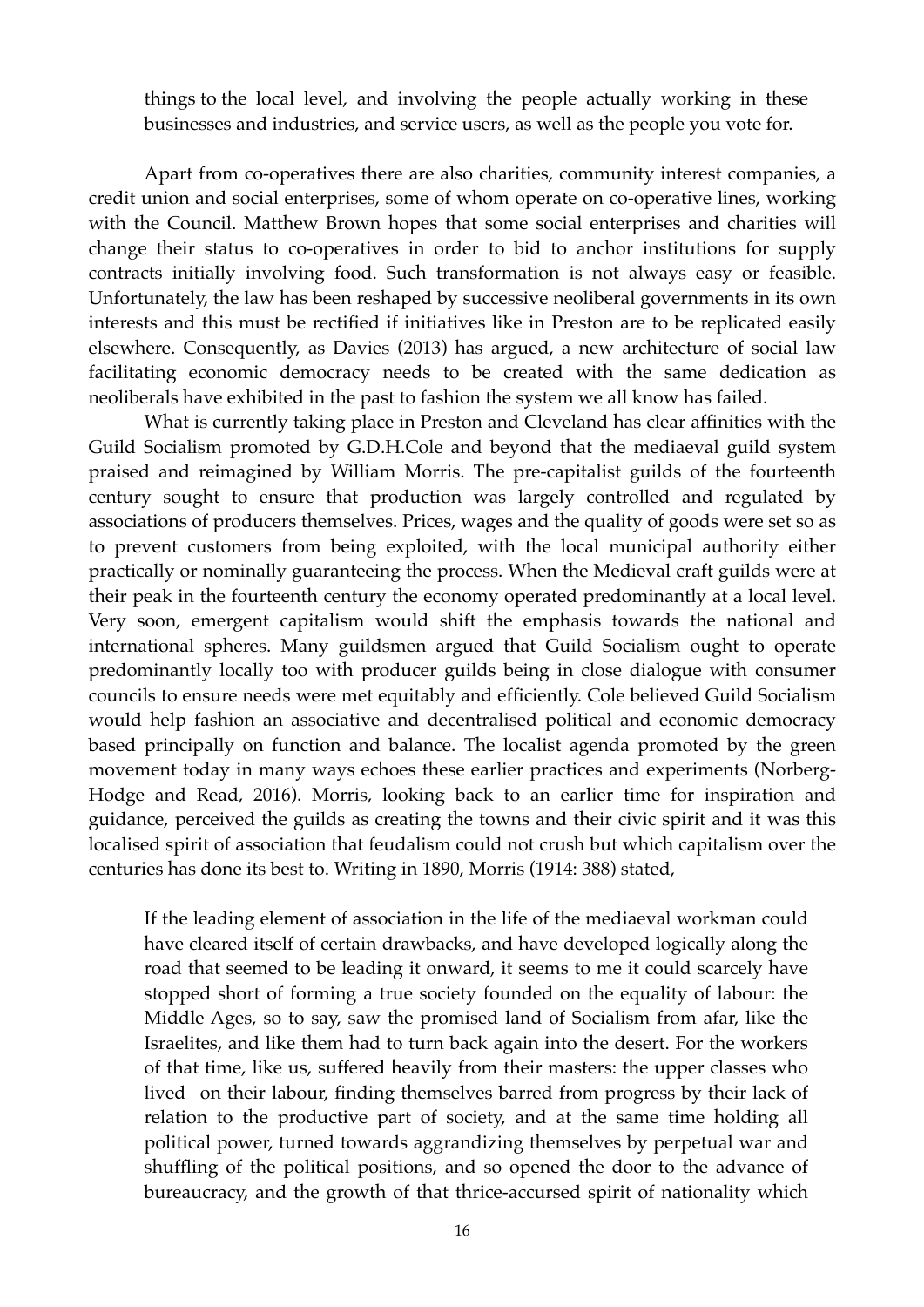things to the local level, and involving the people actually working in these businesses and industries, and service users, as well as the people you vote for.

Apart from co-operatives there are also charities, community interest companies, a credit union and social enterprises, some of whom operate on co-operative lines, working with the Council. Matthew Brown hopes that some social enterprises and charities will change their status to co-operatives in order to bid to anchor institutions for supply contracts initially involving food. Such transformation is not always easy or feasible. Unfortunately, the law has been reshaped by successive neoliberal governments in its own interests and this must be rectified if initiatives like in Preston are to be replicated easily elsewhere. Consequently, as Davies (2013) has argued, a new architecture of social law facilitating economic democracy needs to be created with the same dedication as neoliberals have exhibited in the past to fashion the system we all know has failed.

What is currently taking place in Preston and Cleveland has clear affinities with the Guild Socialism promoted by G.D.H.Cole and beyond that the mediaeval guild system praised and reimagined by William Morris. The pre-capitalist guilds of the fourteenth century sought to ensure that production was largely controlled and regulated by associations of producers themselves. Prices, wages and the quality of goods were set so as to prevent customers from being exploited, with the local municipal authority either practically or nominally guaranteeing the process. When the Medieval craft guilds were at their peak in the fourteenth century the economy operated predominantly at a local level. Very soon, emergent capitalism would shift the emphasis towards the national and international spheres. Many guildsmen argued that Guild Socialism ought to operate predominantly locally too with producer guilds being in close dialogue with consumer councils to ensure needs were met equitably and efficiently. Cole believed Guild Socialism would help fashion an associative and decentralised political and economic democracy based principally on function and balance. The localist agenda promoted by the green movement today in many ways echoes these earlier practices and experiments (Norberg-Hodge and Read, 2016). Morris, looking back to an earlier time for inspiration and guidance, perceived the guilds as creating the towns and their civic spirit and it was this localised spirit of association that feudalism could not crush but which capitalism over the centuries has done its best to. Writing in 1890, Morris (1914: 388) stated,

> If the leading element of association in the life of the mediaeval workman could have cleared itself of certain drawbacks, and have developed logically along the road that seemed to be leading it onward, it seems to me it could scarcely have stopped short of forming a true society founded on the equality of labour: the Middle Ages, so to say, saw the promised land of Socialism from afar, like the Israelites, and like them had to turn back again into the desert. For the workers of that time, like us, suffered heavily from their masters: the upper classes who lived on their labour, finding themselves barred from progress by their lack of relation to the productive part of society, and at the same time holding all political power, turned towards aggrandizing themselves by perpetual war and shuffling of the political positions, and so opened the door to the advance of bureaucracy, and the growth of that thrice-accursed spirit of nationality which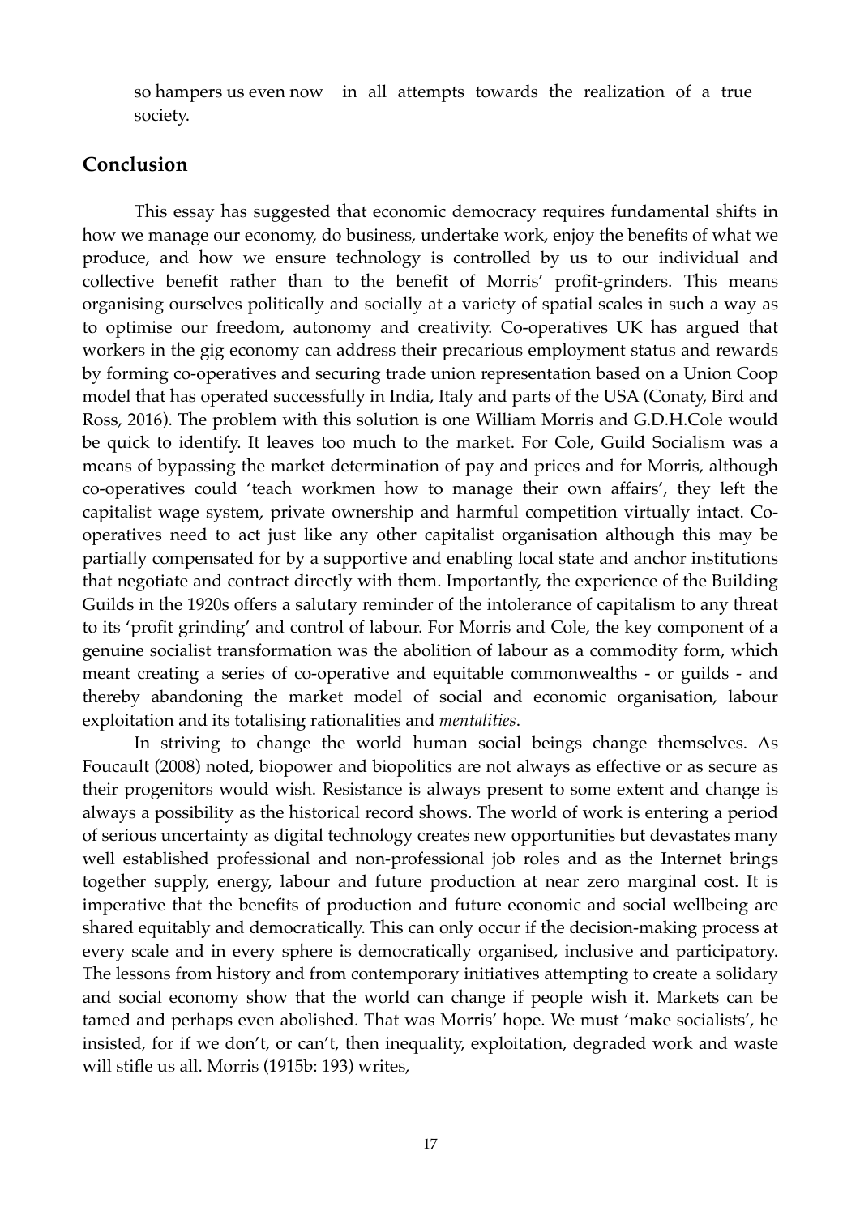so hampers us even now in all attempts towards the realization of a true society.

## Conclusion

This essay has suggested that economic democracy requires fundamental shifts in how we manage our economy, do business, undertake work, enjoy the benefits of what we produce, and how we ensure technology is controlled by us to our individual and collective benefit rather than to the benefit of Morris' profit-grinders. This means organising ourselves politically and socially at a variety of spatial scales in such a way as to optimise our freedom, autonomy and creativity. Co-operatives UK has argued that workers in the gig economy can address their precarious employment status and rewards by forming co-operatives and securing trade union representation based on a Union Coop model that has operated successfully in India, Italy and parts of the USA (Conaty, Bird and Ross, 2016). The problem with this solution is one William Morris and G.D.H.Cole would be quick to identify. It leaves too much to the market. For Cole, Guild Socialism was a means of bypassing the market determination of pay and prices and for Morris, although co-operatives could 'teach workmen how to manage their own affairs', they left the capitalist wage system, private ownership and harmful competition virtually intact. Co-operatives need to act just like any other capitalist organisation although this may be partially compensated for by a supportive and enabling local state and anchor institutions that negotiate and contract directly with them. Importantly, the experience of the Building Guilds in the 1920s offers a salutary reminder of the intolerance of capitalism to any threat to its 'profit grinding' and control of labour. For Morris and Cole, the key component of a genuine socialist transformation was the abolition of labour as a commodity form, which meant creating a series of co-operative and equitable commonwealths - or guilds - and thereby abandoning the market model of social and economic organisation, labour exploitation and its totalising rationalities and *mentalities*.

In striving to change the world human social beings change themselves. As Foucault (2008) noted, biopower and biopolitics are not always as effective or as secure as their progenitors would wish. Resistance is always present to some extent and change is always a possibility as the historical record shows. The world of work is entering a period of serious uncertainty as digital technology creates new opportunities but devastates many well established professional and non-professional job roles and as the Internet brings together supply, energy, labour and future production at near zero marginal cost. It is imperative that the benefits of production and future economic and social wellbeing are shared equitably and democratically. This can only occur if the decision-making process at every scale and in every sphere is democratically organised, inclusive and participatory. The lessons from history and from contemporary initiatives attempting to create a solidary and social economy show that the world can change if people wish it. Markets can be tamed and perhaps even abolished. That was Morris' hope. We must 'make socialists', he insisted, for if we don't, or can't, then inequality, exploitation, degraded work and waste will stifle us all. Morris (1915b: 193) writes,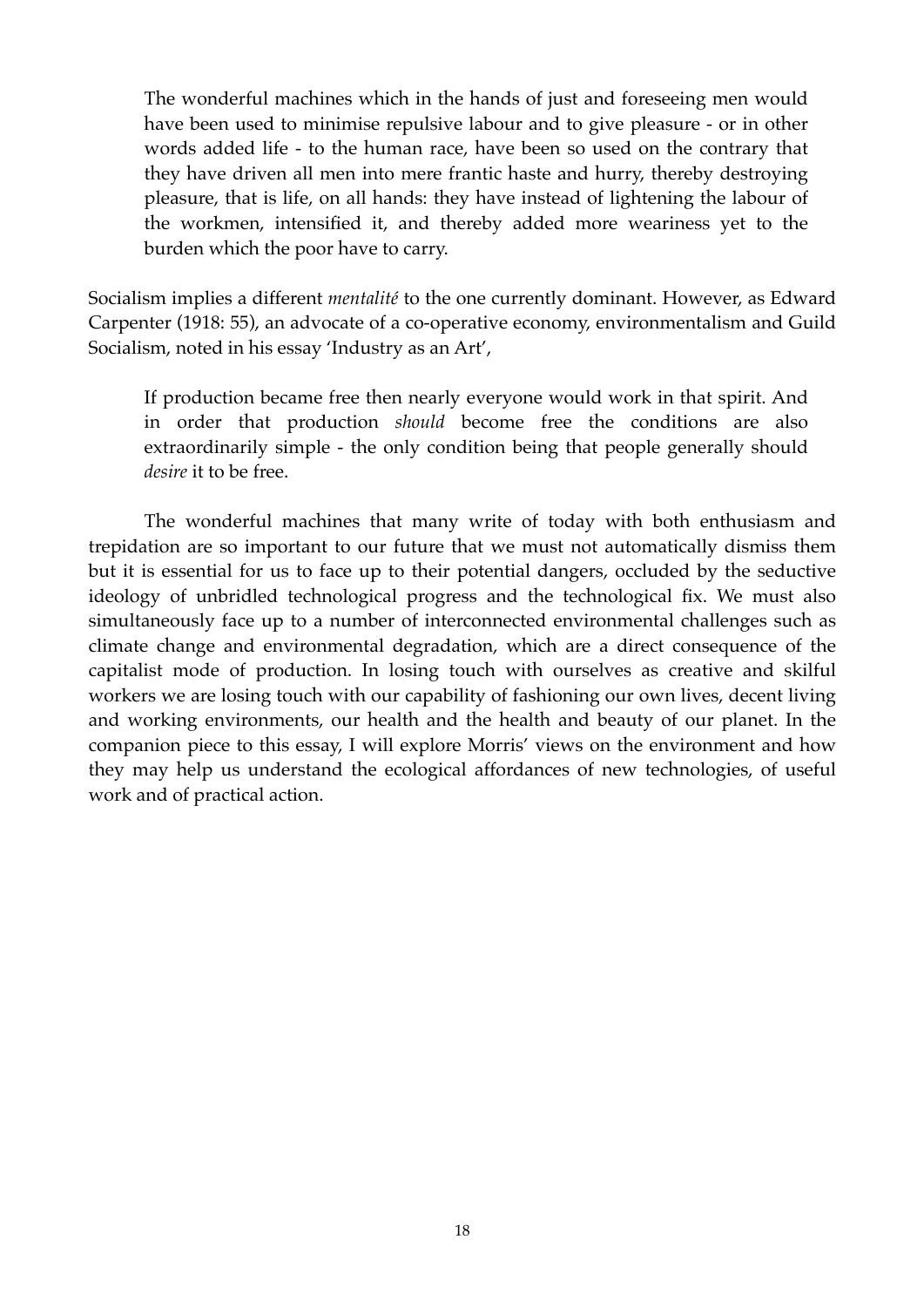> The wonderful machines which in the hands of just and foreseeing men would have been used to minimise repulsive labour and to give pleasure - or in other words added life - to the human race, have been so used on the contrary that they have driven all men into mere frantic haste and hurry, thereby destroying pleasure, that is life, on all hands: they have instead of lightening the labour of the workmen, intensified it, and thereby added more weariness yet to the burden which the poor have to carry.

Socialism implies a different *mentalité* to the one currently dominant. However, as Edward Carpenter (1918: 55), an advocate of a co-operative economy, environmentalism and Guild Socialism, noted in his essay 'Industry as an Art',

> If production became free then nearly everyone would work in that spirit. And in order that production *should* become free the conditions are also extraordinarily simple - the only condition being that people generally should *desire* it to be free.

The wonderful machines that many write of today with both enthusiasm and trepidation are so important to our future that we must not automatically dismiss them but it is essential for us to face up to their potential dangers, occluded by the seductive ideology of unbridled technological progress and the technological fix. We must also simultaneously face up to a number of interconnected environmental challenges such as climate change and environmental degradation, which are a direct consequence of the capitalist mode of production. In losing touch with ourselves as creative and skilful workers we are losing touch with our capability of fashioning our own lives, decent living and working environments, our health and the health and beauty of our planet. In the companion piece to this essay, I will explore Morris' views on the environment and how they may help us understand the ecological affordances of new technologies, of useful work and of practical action.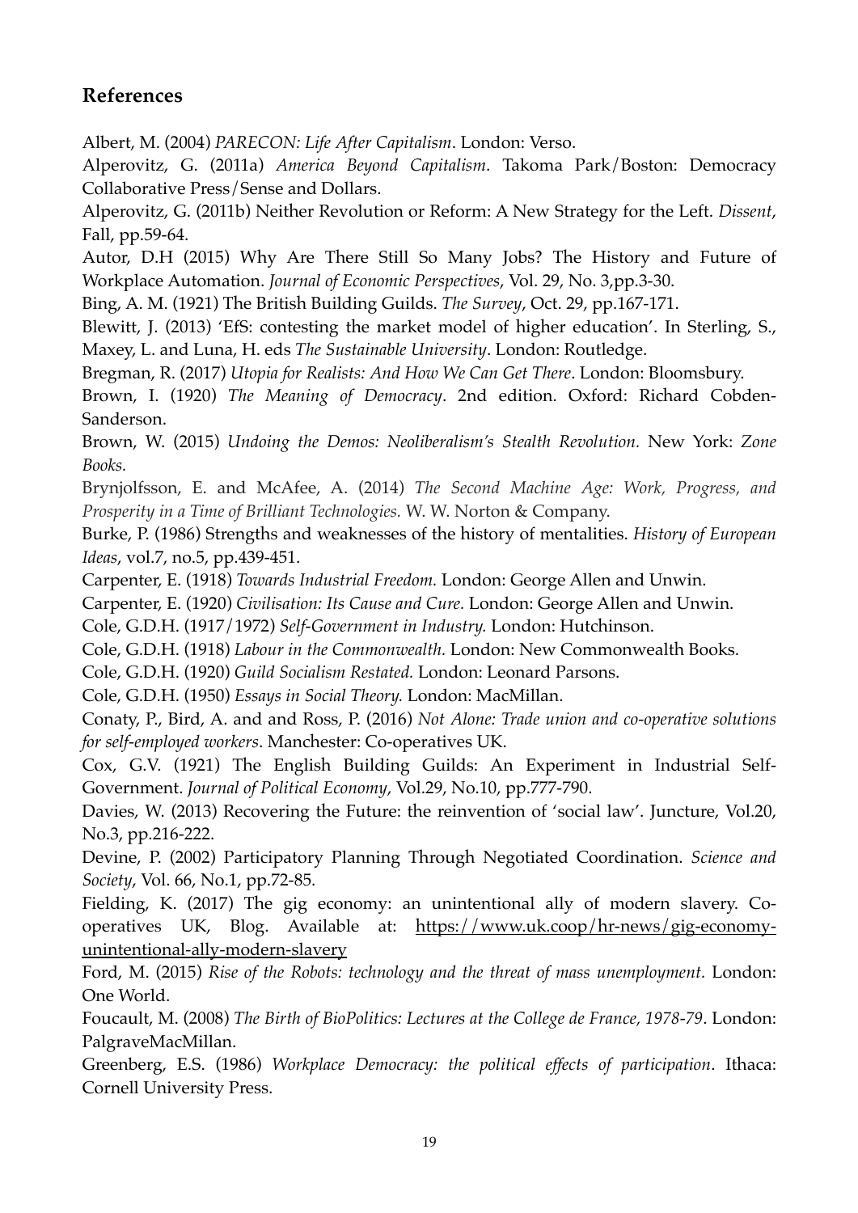## References

Albert, M. (2004) *PARECON: Life After Capitalism*. London: Verso.

Alperovitz, G. (2011a) *America Beyond Capitalism*. Takoma Park/Boston: Democracy Collaborative Press/Sense and Dollars.

Alperovitz, G. (2011b) Neither Revolution or Reform: A New Strategy for the Left. *Dissent*, Fall, pp.59-64.

Autor, D.H (2015) Why Are There Still So Many Jobs? The History and Future of Workplace Automation. *Journal of Economic Perspectives*, Vol. 29, No. 3,pp.3-30.

Bing, A. M. (1921) The British Building Guilds. *The Survey*, Oct. 29, pp.167-171.

Blewitt, J. (2013) 'EfS: contesting the market model of higher education'. In Sterling, S., Maxey, L. and Luna, H. eds *The Sustainable University*. London: Routledge.

Bregman, R. (2017) *Utopia for Realists: And How We Can Get There*. London: Bloomsbury.

Brown, I. (1920) *The Meaning of Democracy*. 2nd edition. Oxford: Richard Cobden-Sanderson.

Brown, W. (2015) *Undoing the Demos: Neoliberalism's Stealth Revolution.* New York: *Zone Books.*

Brynjolfsson, E. and McAfee, A. (2014) *The Second Machine Age: Work, Progress, and Prosperity in a Time of Brilliant Technologies.* W. W. Norton & Company.

Burke, P. (1986) Strengths and weaknesses of the history of mentalities. *History of European Ideas*, vol.7, no.5, pp.439-451.

Carpenter, E. (1918) *Towards Industrial Freedom.* London: George Allen and Unwin.

Carpenter, E. (1920) *Civilisation: Its Cause and Cure.* London: George Allen and Unwin.

Cole, G.D.H. (1917/1972) *Self-Government in Industry.* London: Hutchinson.

Cole, G.D.H. (1918) *Labour in the Commonwealth.* London: New Commonwealth Books.

Cole, G.D.H. (1920) *Guild Socialism Restated.* London: Leonard Parsons.

Cole, G.D.H. (1950) *Essays in Social Theory.* London: MacMillan.

Conaty, P., Bird, A. and and Ross, P. (2016) *Not Alone: Trade union and co-operative solutions for self-employed workers*. Manchester: Co-operatives UK.

Cox, G.V. (1921) The English Building Guilds: An Experiment in Industrial Self-Government. *Journal of Political Economy*, Vol.29, No.10, pp.777-790.

Davies, W. (2013) Recovering the Future: the reinvention of 'social law'. Juncture, Vol.20, No.3, pp.216-222.

Devine, P. (2002) Participatory Planning Through Negotiated Coordination. *Science and Society*, Vol. 66, No.1, pp.72-85.

Fielding, K. (2017) The gig economy: an unintentional ally of modern slavery. Co-operatives UK, Blog. Available at: https://www.uk.coop/hr-news/gig-economy-unintentional-ally-modern-slavery

Ford, M. (2015) *Rise of the Robots: technology and the threat of mass unemployment.* London: One World.

Foucault, M. (2008) *The Birth of BioPolitics: Lectures at the College de France, 1978-79*. London: PalgraveMacMillan.

Greenberg, E.S. (1986) *Workplace Democracy: the political effects of participation*. Ithaca: Cornell University Press.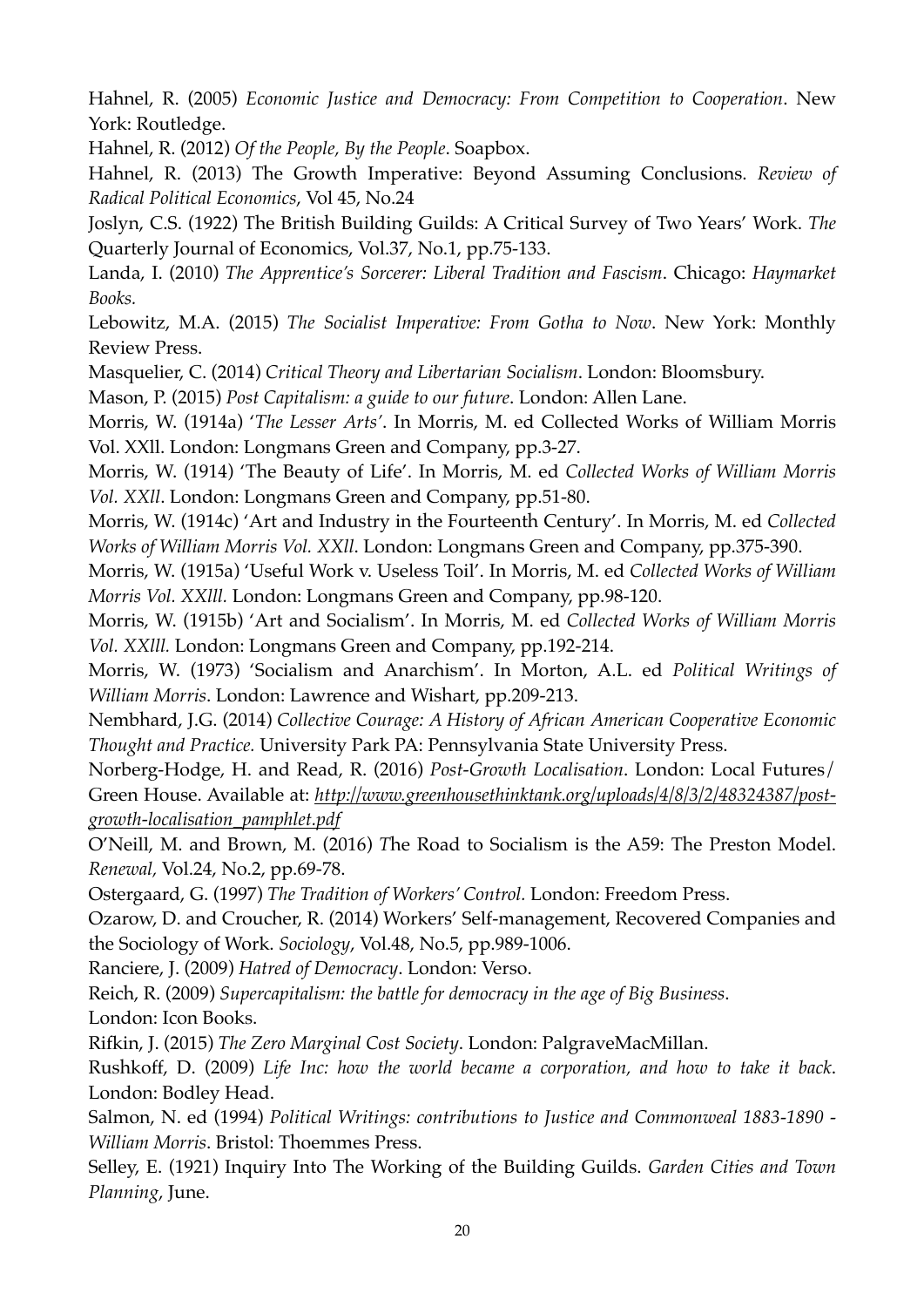Hahnel, R. (2005) *Economic Justice and Democracy: From Competition to Cooperation*. New York: Routledge.

Hahnel, R. (2012) *Of the People, By the People*. Soapbox.

Hahnel, R. (2013) The Growth Imperative: Beyond Assuming Conclusions. *Review of Radical Political Economics*, Vol 45, No.24

Joslyn, C.S. (1922) The British Building Guilds: A Critical Survey of Two Years' Work. *The* Quarterly Journal of Economics, Vol.37, No.1, pp.75-133.

Landa, I. (2010) *The Apprentice's Sorcerer: Liberal Tradition and Fascism*. Chicago: *Haymarket Books.*

Lebowitz, M.A. (2015) *The Socialist Imperative: From Gotha to Now*. New York: Monthly Review Press.

Masquelier, C. (2014) *Critical Theory and Libertarian Socialism*. London: Bloomsbury.

Mason, P. (2015) *Post Capitalism: a guide to our future*. London: Allen Lane.

Morris, W. (1914a) '*The Lesser Arts'*. In Morris, M. ed Collected Works of William Morris Vol. XXll. London: Longmans Green and Company, pp.3-27.

Morris, W. (1914) 'The Beauty of Life'. In Morris, M. ed *Collected Works of William Morris Vol. XXll*. London: Longmans Green and Company, pp.51-80.

Morris, W. (1914c) 'Art and Industry in the Fourteenth Century'. In Morris, M. ed *Collected Works of William Morris Vol. XXll*. London: Longmans Green and Company, pp.375-390.

Morris, W. (1915a) 'Useful Work v. Useless Toil'. In Morris, M. ed *Collected Works of William Morris Vol. XXlll.* London: Longmans Green and Company, pp.98-120.

Morris, W. (1915b) 'Art and Socialism'. In Morris, M. ed *Collected Works of William Morris Vol. XXlll.* London: Longmans Green and Company, pp.192-214.

Morris, W. (1973) 'Socialism and Anarchism'. In Morton, A.L. ed *Political Writings of William Morris*. London: Lawrence and Wishart, pp.209-213.

Nembhard, J.G. (2014) *Collective Courage: A History of African American Cooperative Economic Thought and Practice.* University Park PA: Pennsylvania State University Press.

Norberg-Hodge, H. and Read, R. (2016) *Post-Growth Localisation*. London: Local Futures/ Green House. Available at: *http://www.greenhousethinktank.org/uploads/4/8/3/2/48324387/post-growth-localisation_pamphlet.pdf*

O'Neill, M. and Brown, M. (2016) *T*he Road to Socialism is the A59: The Preston Model. *Renewal,* Vol.24, No.2, pp.69-78.

Ostergaard, G. (1997) *The Tradition of Workers' Control.* London: Freedom Press.

Ozarow, D. and Croucher, R. (2014) Workers' Self-management, Recovered Companies and the Sociology of Work. *Sociology*, Vol.48, No.5, pp.989-1006.

Ranciere, J. (2009) *Hatred of Democracy*. London: Verso.

Reich, R. (2009) *Supercapitalism: the battle for democracy in the age of Big Business*. London: Icon Books.

Rifkin, J. (2015) *The Zero Marginal Cost Society*. London: PalgraveMacMillan.

Rushkoff, D. (2009) *Life Inc: how the world became a corporation, and how to take it back*. London: Bodley Head.

Salmon, N. ed (1994) *Political Writings: contributions to Justice and Commonweal 1883-1890 - William Morris*. Bristol: Thoemmes Press.

Selley, E. (1921) Inquiry Into The Working of the Building Guilds. *Garden Cities and Town Planning*, June.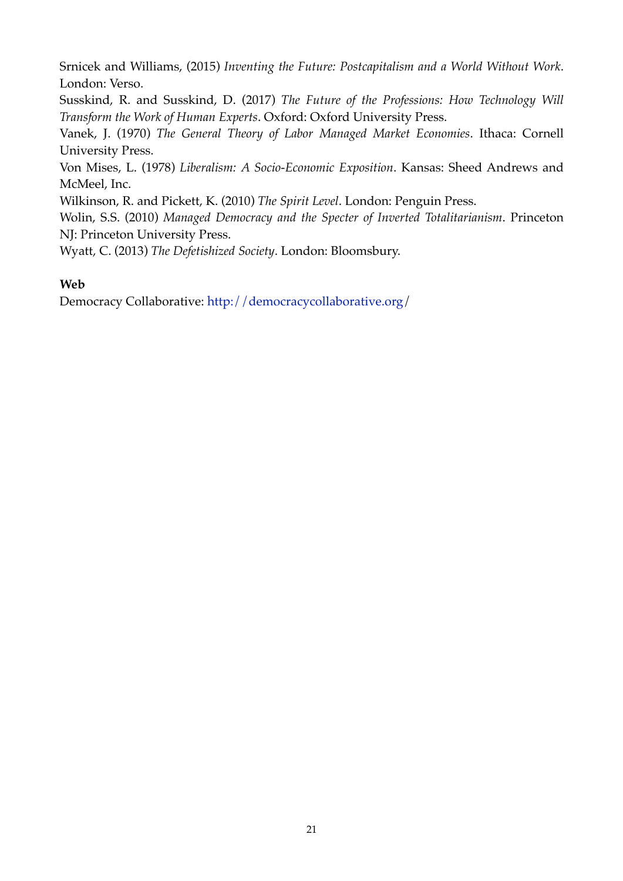Srnicek and Williams, (2015) *Inventing the Future: Postcapitalism and a World Without Work*. London: Verso.

Susskind, R. and Susskind, D. (2017) *The Future of the Professions: How Technology Will Transform the Work of Human Experts*. Oxford: Oxford University Press.

Vanek, J. (1970) *The General Theory of Labor Managed Market Economies*. Ithaca: Cornell University Press.

Von Mises, L. (1978) *Liberalism: A Socio-Economic Exposition*. Kansas: Sheed Andrews and McMeel, Inc.

Wilkinson, R. and Pickett, K. (2010) *The Spirit Level*. London: Penguin Press.

Wolin, S.S. (2010) *Managed Democracy and the Specter of Inverted Totalitarianism*. Princeton NJ: Princeton University Press.

Wyatt, C. (2013) *The Defetishized Society*. London: Bloomsbury.

**Web**

Democracy Collaborative: http://democracycollaborative.org/